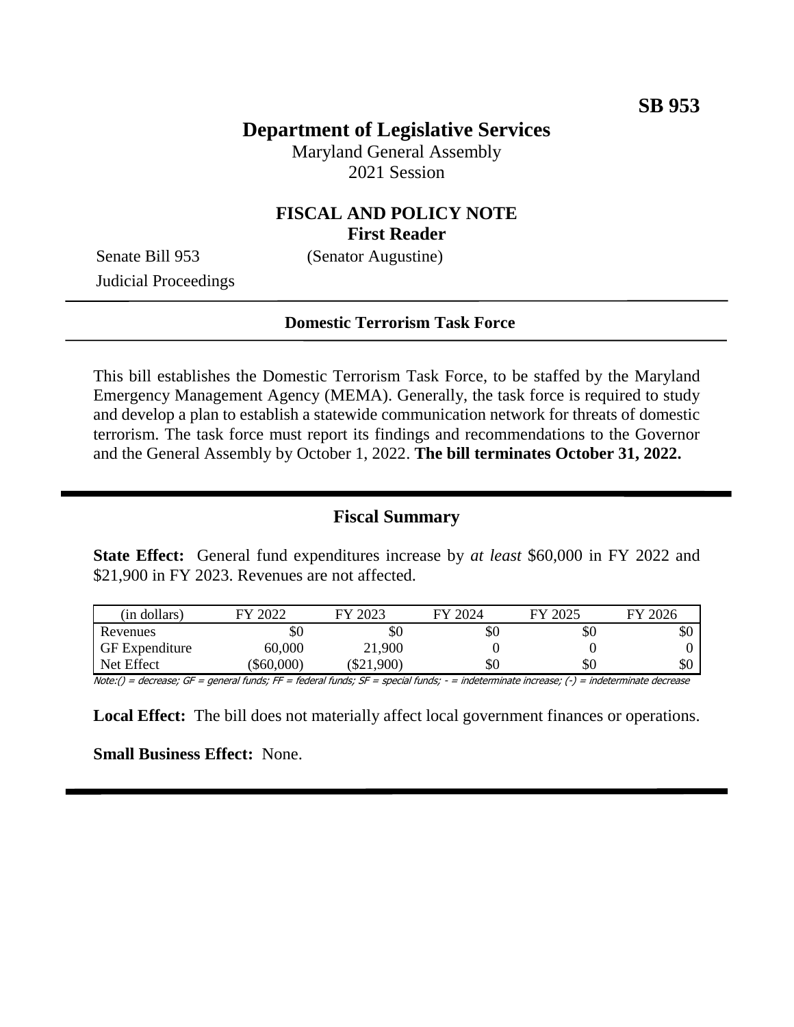**SB 953**

# Department of Legislative Services

Maryland General Assembly
2021 Session

## FISCAL AND POLICY NOTE
**First Reader**

Senate Bill 953 (Senator Augustine)
Judicial Proceedings

---

**Domestic Terrorism Task Force**

---

This bill establishes the Domestic Terrorism Task Force, to be staffed by the Maryland Emergency Management Agency (MEMA). Generally, the task force is required to study and develop a plan to establish a statewide communication network for threats of domestic terrorism. The task force must report its findings and recommendations to the Governor and the General Assembly by October 1, 2022. **The bill terminates October 31, 2022.**

---

## Fiscal Summary

**State Effect:** General fund expenditures increase by *at least* \$60,000 in FY 2022 and \$21,900 in FY 2023. Revenues are not affected.

| (in dollars) | FY 2022 | FY 2023 | FY 2024 | FY 2025 | FY 2026 |
|---|---|---|---|---|---|
| Revenues | \$0 | \$0 | \$0 | \$0 | \$0 |
| GF Expenditure | 60,000 | 21,900 | 0 | 0 | 0 |
| Net Effect | (\$60,000) | (\$21,900) | \$0 | \$0 | \$0 |

Note:() = decrease; GF = general funds; FF = federal funds; SF = special funds; - = indeterminate increase; (-) = indeterminate decrease

**Local Effect:** The bill does not materially affect local government finances or operations.

**Small Business Effect:** None.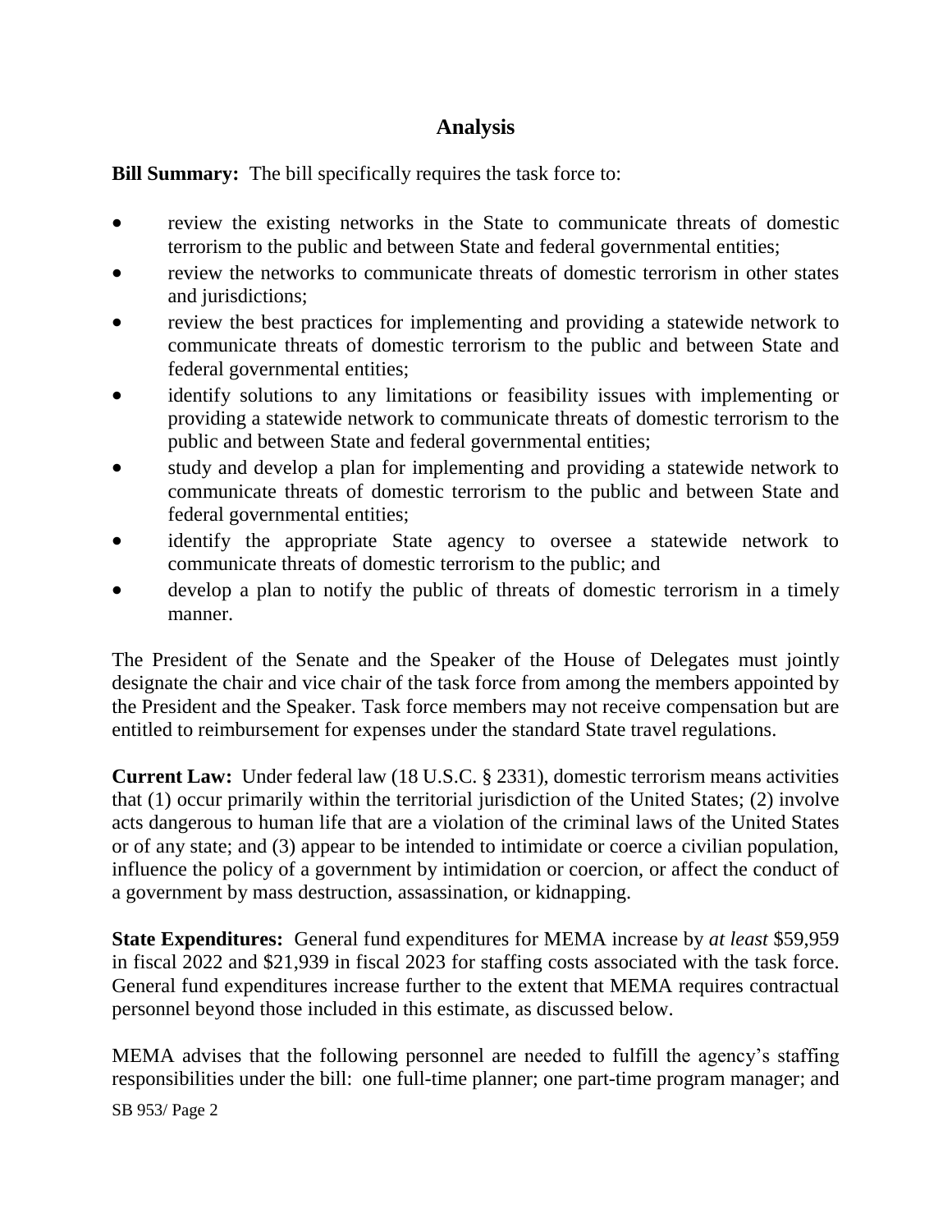## Analysis

**Bill Summary:** The bill specifically requires the task force to:

- review the existing networks in the State to communicate threats of domestic terrorism to the public and between State and federal governmental entities;
- review the networks to communicate threats of domestic terrorism in other states and jurisdictions;
- review the best practices for implementing and providing a statewide network to communicate threats of domestic terrorism to the public and between State and federal governmental entities;
- identify solutions to any limitations or feasibility issues with implementing or providing a statewide network to communicate threats of domestic terrorism to the public and between State and federal governmental entities;
- study and develop a plan for implementing and providing a statewide network to communicate threats of domestic terrorism to the public and between State and federal governmental entities;
- identify the appropriate State agency to oversee a statewide network to communicate threats of domestic terrorism to the public; and
- develop a plan to notify the public of threats of domestic terrorism in a timely manner.

The President of the Senate and the Speaker of the House of Delegates must jointly designate the chair and vice chair of the task force from among the members appointed by the President and the Speaker. Task force members may not receive compensation but are entitled to reimbursement for expenses under the standard State travel regulations.

**Current Law:** Under federal law (18 U.S.C. § 2331), domestic terrorism means activities that (1) occur primarily within the territorial jurisdiction of the United States; (2) involve acts dangerous to human life that are a violation of the criminal laws of the United States or of any state; and (3) appear to be intended to intimidate or coerce a civilian population, influence the policy of a government by intimidation or coercion, or affect the conduct of a government by mass destruction, assassination, or kidnapping.

**State Expenditures:** General fund expenditures for MEMA increase by *at least* $59,959 in fiscal 2022 and $21,939 in fiscal 2023 for staffing costs associated with the task force. General fund expenditures increase further to the extent that MEMA requires contractual personnel beyond those included in this estimate, as discussed below.

MEMA advises that the following personnel are needed to fulfill the agency's staffing responsibilities under the bill: one full-time planner; one part-time program manager; and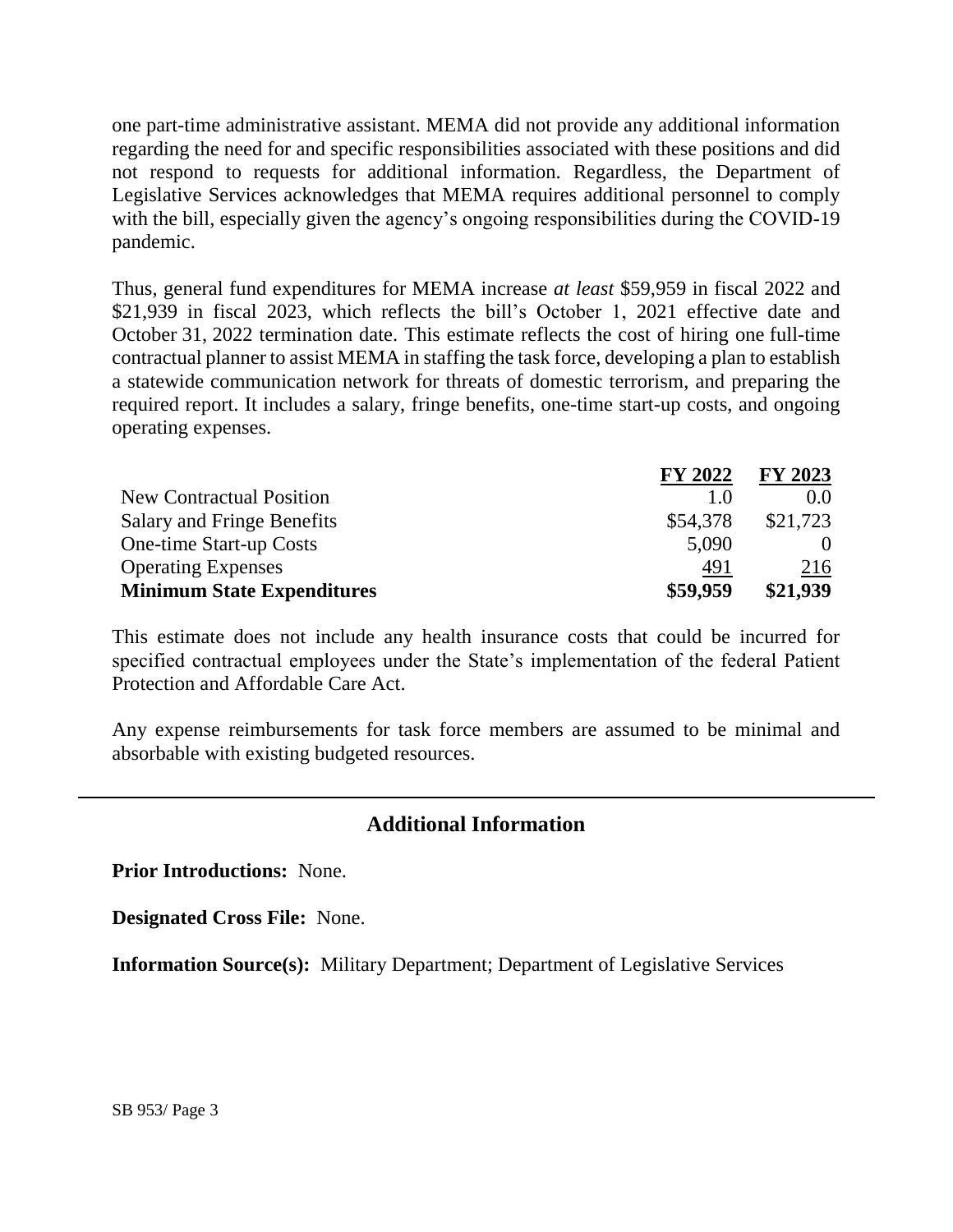one part-time administrative assistant. MEMA did not provide any additional information regarding the need for and specific responsibilities associated with these positions and did not respond to requests for additional information. Regardless, the Department of Legislative Services acknowledges that MEMA requires additional personnel to comply with the bill, especially given the agency's ongoing responsibilities during the COVID-19 pandemic.

Thus, general fund expenditures for MEMA increase *at least* \$59,959 in fiscal 2022 and \$21,939 in fiscal 2023, which reflects the bill's October 1, 2021 effective date and October 31, 2022 termination date. This estimate reflects the cost of hiring one full-time contractual planner to assist MEMA in staffing the task force, developing a plan to establish a statewide communication network for threats of domestic terrorism, and preparing the required report. It includes a salary, fringe benefits, one-time start-up costs, and ongoing operating expenses.

| | **FY 2022** | **FY 2023** |
|---|---|---|
| New Contractual Position | 1.0 | 0.0 |
| Salary and Fringe Benefits | \$54,378 | \$21,723 |
| One-time Start-up Costs | 5,090 | 0 |
| Operating Expenses | 491 | 216 |
| **Minimum State Expenditures** | **\$59,959** | **\$21,939** |

This estimate does not include any health insurance costs that could be incurred for specified contractual employees under the State's implementation of the federal Patient Protection and Affordable Care Act.

Any expense reimbursements for task force members are assumed to be minimal and absorbable with existing budgeted resources.

## Additional Information

**Prior Introductions:** None.

**Designated Cross File:** None.

**Information Source(s):** Military Department; Department of Legislative Services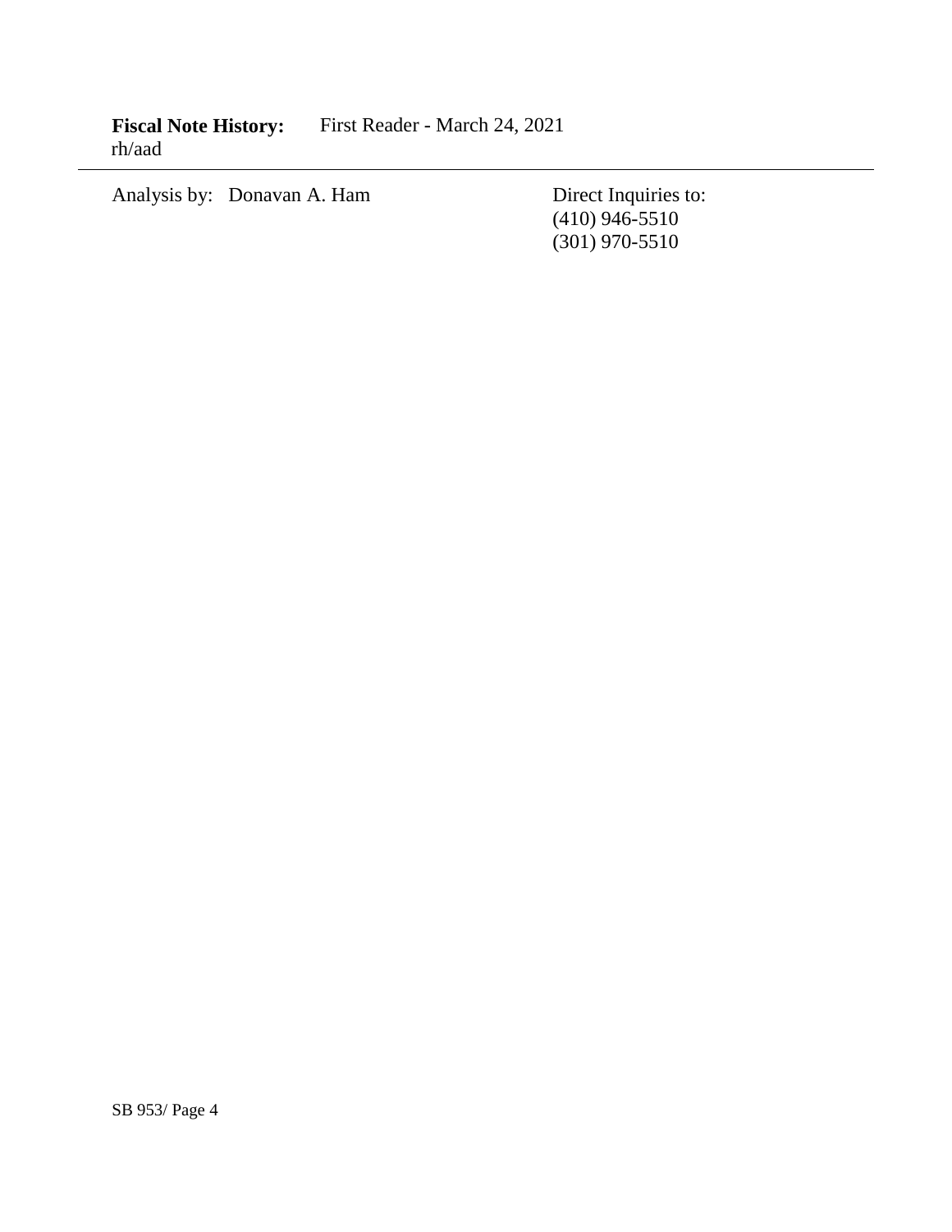**Fiscal Note History:** First Reader - March 24, 2021
rh/aad

---

Analysis by: Donavan A. Ham

Direct Inquiries to:
(410) 946-5510
(301) 970-5510